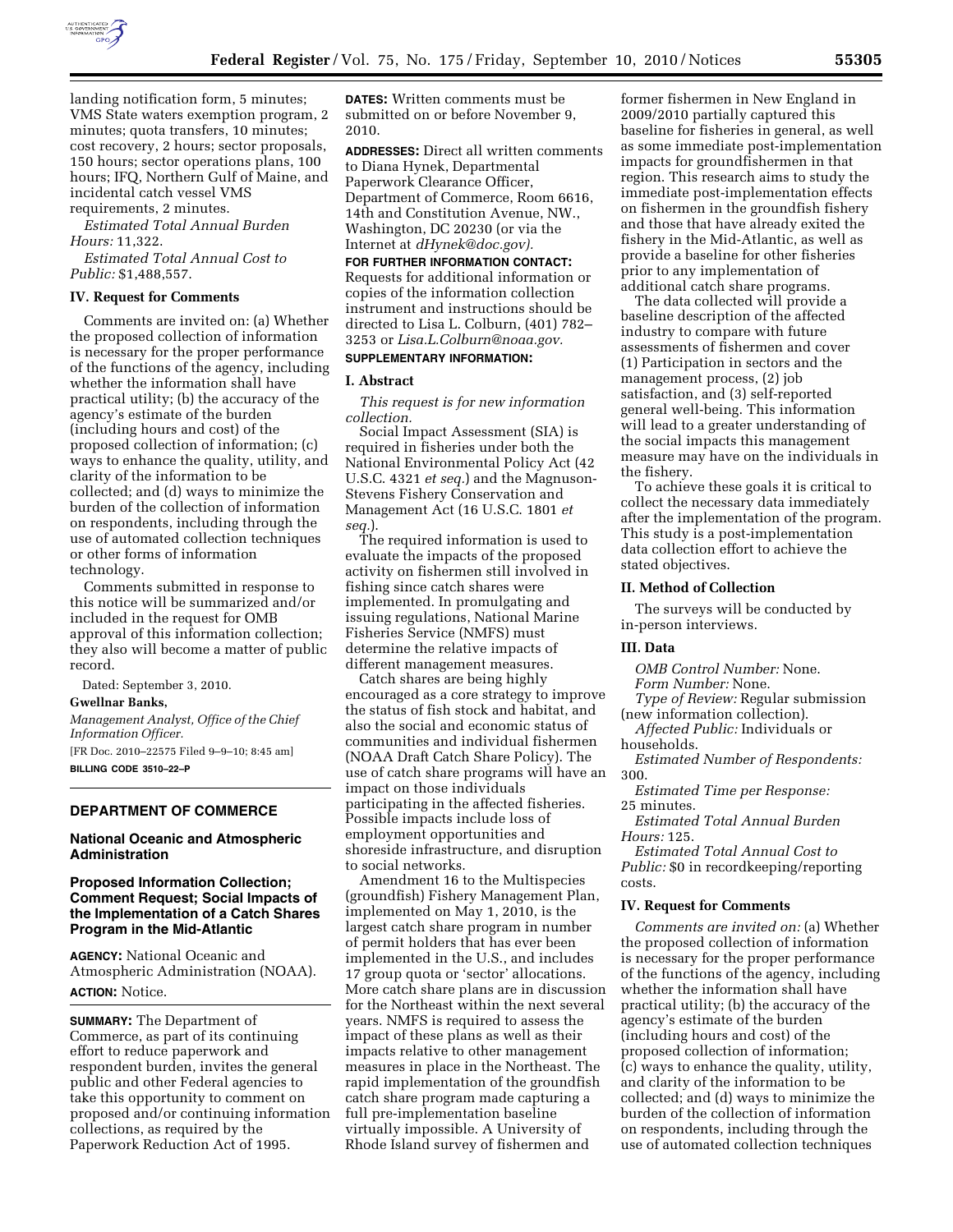landing notification form, 5 minutes; VMS State waters exemption program, 2 minutes; quota transfers, 10 minutes; cost recovery, 2 hours; sector proposals, 150 hours; sector operations plans, 100 hours; IFQ, Northern Gulf of Maine, and incidental catch vessel VMS requirements, 2 minutes.

*Estimated Total Annual Burden Hours:* 11,322.

*Estimated Total Annual Cost to Public:* $1,488,557.

## IV. Request for Comments

Comments are invited on: (a) Whether the proposed collection of information is necessary for the proper performance of the functions of the agency, including whether the information shall have practical utility; (b) the accuracy of the agency's estimate of the burden (including hours and cost) of the proposed collection of information; (c) ways to enhance the quality, utility, and clarity of the information to be collected; and (d) ways to minimize the burden of the collection of information on respondents, including through the use of automated collection techniques or other forms of information technology.

Comments submitted in response to this notice will be summarized and/or included in the request for OMB approval of this information collection; they also will become a matter of public record.

Dated: September 3, 2010.

**Gwellnar Banks,**

*Management Analyst, Office of the Chief Information Officer.*

[FR Doc. 2010–22575 Filed 9–9–10; 8:45 am]

**BILLING CODE 3510–22–P**

---

# DEPARTMENT OF COMMERCE

## National Oceanic and Atmospheric Administration

## Proposed Information Collection; Comment Request; Social Impacts of the Implementation of a Catch Shares Program in the Mid-Atlantic

**AGENCY:** National Oceanic and Atmospheric Administration (NOAA).

**ACTION:** Notice.

**SUMMARY:** The Department of Commerce, as part of its continuing effort to reduce paperwork and respondent burden, invites the general public and other Federal agencies to take this opportunity to comment on proposed and/or continuing information collections, as required by the Paperwork Reduction Act of 1995.

**DATES:** Written comments must be submitted on or before November 9, 2010.

**ADDRESSES:** Direct all written comments to Diana Hynek, Departmental Paperwork Clearance Officer, Department of Commerce, Room 6616, 14th and Constitution Avenue, NW., Washington, DC 20230 (or via the Internet at *dHynek@doc.gov).*

**FOR FURTHER INFORMATION CONTACT:** Requests for additional information or copies of the information collection instrument and instructions should be directed to Lisa L. Colburn, (401) 782–3253 or *Lisa.L.Colburn@noaa.gov.*

**SUPPLEMENTARY INFORMATION:**

## I. Abstract

*This request is for new information collection.*

Social Impact Assessment (SIA) is required in fisheries under both the National Environmental Policy Act (42 U.S.C. 4321 *et seq.*) and the Magnuson-Stevens Fishery Conservation and Management Act (16 U.S.C. 1801 *et seq.*).

The required information is used to evaluate the impacts of the proposed activity on fishermen still involved in fishing since catch shares were implemented. In promulgating and issuing regulations, National Marine Fisheries Service (NMFS) must determine the relative impacts of different management measures.

Catch shares are being highly encouraged as a core strategy to improve the status of fish stock and habitat, and also the social and economic status of communities and individual fishermen (NOAA Draft Catch Share Policy). The use of catch share programs will have an impact on those individuals participating in the affected fisheries. Possible impacts include loss of employment opportunities and shoreside infrastructure, and disruption to social networks.

Amendment 16 to the Multispecies (groundfish) Fishery Management Plan, implemented on May 1, 2010, is the largest catch share program in number of permit holders that has ever been implemented in the U.S., and includes 17 group quota or 'sector' allocations. More catch share plans are in discussion for the Northeast within the next several years. NMFS is required to assess the impact of these plans as well as their impacts relative to other management measures in place in the Northeast. The rapid implementation of the groundfish catch share program made capturing a full pre-implementation baseline virtually impossible. A University of Rhode Island survey of fishermen and former fishermen in New England in 2009/2010 partially captured this baseline for fisheries in general, as well as some immediate post-implementation impacts for groundfishermen in that region. This research aims to study the immediate post-implementation effects on fishermen in the groundfish fishery and those that have already exited the fishery in the Mid-Atlantic, as well as provide a baseline for other fisheries prior to any implementation of additional catch share programs.

The data collected will provide a baseline description of the affected industry to compare with future assessments of fishermen and cover (1) Participation in sectors and the management process, (2) job satisfaction, and (3) self-reported general well-being. This information will lead to a greater understanding of the social impacts this management measure may have on the individuals in the fishery.

To achieve these goals it is critical to collect the necessary data immediately after the implementation of the program. This study is a post-implementation data collection effort to achieve the stated objectives.

## II. Method of Collection

The surveys will be conducted by in-person interviews.

## III. Data

*OMB Control Number:* None.

*Form Number:* None.

*Type of Review:* Regular submission (new information collection).

*Affected Public:* Individuals or households.

*Estimated Number of Respondents:* 300.

*Estimated Time per Response:* 25 minutes.

*Estimated Total Annual Burden Hours:* 125.

*Estimated Total Annual Cost to Public:* $0 in recordkeeping/reporting costs.

## IV. Request for Comments

*Comments are invited on:* (a) Whether the proposed collection of information is necessary for the proper performance of the functions of the agency, including whether the information shall have practical utility; (b) the accuracy of the agency's estimate of the burden (including hours and cost) of the proposed collection of information; (c) ways to enhance the quality, utility, and clarity of the information to be collected; and (d) ways to minimize the burden of the collection of information on respondents, including through the use of automated collection techniques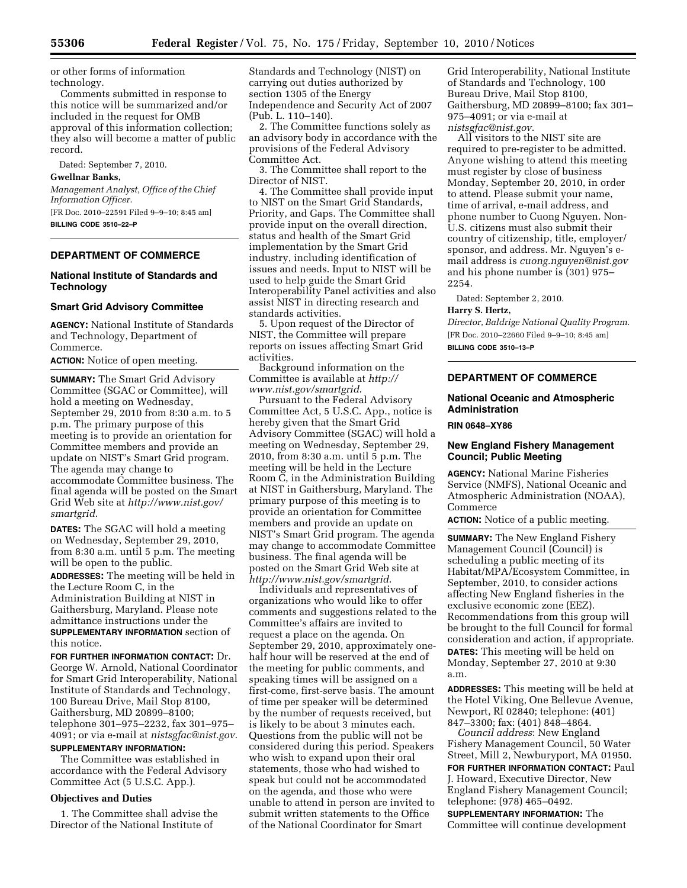or other forms of information technology.

Comments submitted in response to this notice will be summarized and/or included in the request for OMB approval of this information collection; they also will become a matter of public record.

Dated: September 7, 2010.

**Gwellnar Banks,**

*Management Analyst, Office of the Chief Information Officer.*

[FR Doc. 2010–22591 Filed 9–9–10; 8:45 am]

**BILLING CODE 3510–22–P**

## DEPARTMENT OF COMMERCE

### National Institute of Standards and Technology

### Smart Grid Advisory Committee

**AGENCY:** National Institute of Standards and Technology, Department of Commerce.

**ACTION:** Notice of open meeting.

**SUMMARY:** The Smart Grid Advisory Committee (SGAC or Committee), will hold a meeting on Wednesday, September 29, 2010 from 8:30 a.m. to 5 p.m. The primary purpose of this meeting is to provide an orientation for Committee members and provide an update on NIST's Smart Grid program. The agenda may change to accommodate Committee business. The final agenda will be posted on the Smart Grid Web site at *http://www.nist.gov/smartgrid*.

**DATES:** The SGAC will hold a meeting on Wednesday, September 29, 2010, from 8:30 a.m. until 5 p.m. The meeting will be open to the public.

**ADDRESSES:** The meeting will be held in the Lecture Room C, in the Administration Building at NIST in Gaithersburg, Maryland. Please note admittance instructions under the **SUPPLEMENTARY INFORMATION** section of this notice.

**FOR FURTHER INFORMATION CONTACT:** Dr. George W. Arnold, National Coordinator for Smart Grid Interoperability, National Institute of Standards and Technology, 100 Bureau Drive, Mail Stop 8100, Gaithersburg, MD 20899–8100; telephone 301–975–2232, fax 301–975–4091; or via e-mail at *nistsgfac@nist.gov*.

**SUPPLEMENTARY INFORMATION:**

The Committee was established in accordance with the Federal Advisory Committee Act (5 U.S.C. App.).

#### Objectives and Duties

1. The Committee shall advise the Director of the National Institute of Standards and Technology (NIST) on carrying out duties authorized by section 1305 of the Energy Independence and Security Act of 2007 (Pub. L. 110–140).

2. The Committee functions solely as an advisory body in accordance with the provisions of the Federal Advisory Committee Act.

3. The Committee shall report to the Director of NIST.

4. The Committee shall provide input to NIST on the Smart Grid Standards, Priority, and Gaps. The Committee shall provide input on the overall direction, status and health of the Smart Grid implementation by the Smart Grid industry, including identification of issues and needs. Input to NIST will be used to help guide the Smart Grid Interoperability Panel activities and also assist NIST in directing research and standards activities.

5. Upon request of the Director of NIST, the Committee will prepare reports on issues affecting Smart Grid activities.

Background information on the Committee is available at *http://www.nist.gov/smartgrid*.

Pursuant to the Federal Advisory Committee Act, 5 U.S.C. App., notice is hereby given that the Smart Grid Advisory Committee (SGAC) will hold a meeting on Wednesday, September 29, 2010, from 8:30 a.m. until 5 p.m. The meeting will be held in the Lecture Room C, in the Administration Building at NIST in Gaithersburg, Maryland. The primary purpose of this meeting is to provide an orientation for Committee members and provide an update on NIST's Smart Grid program. The agenda may change to accommodate Committee business. The final agenda will be posted on the Smart Grid Web site at *http://www.nist.gov/smartgrid*.

Individuals and representatives of organizations who would like to offer comments and suggestions related to the Committee's affairs are invited to request a place on the agenda. On September 29, 2010, approximately one-half hour will be reserved at the end of the meeting for public comments, and speaking times will be assigned on a first-come, first-serve basis. The amount of time per speaker will be determined by the number of requests received, but is likely to be about 3 minutes each. Questions from the public will not be considered during this period. Speakers who wish to expand upon their oral statements, those who had wished to speak but could not be accommodated on the agenda, and those who were unable to attend in person are invited to submit written statements to the Office of the National Coordinator for Smart Grid Interoperability, National Institute of Standards and Technology, 100 Bureau Drive, Mail Stop 8100, Gaithersburg, MD 20899–8100; fax 301–975–4091; or via e-mail at *nistsgfac@nist.gov*.

All visitors to the NIST site are required to pre-register to be admitted. Anyone wishing to attend this meeting must register by close of business Monday, September 20, 2010, in order to attend. Please submit your name, time of arrival, e-mail address, and phone number to Cuong Nguyen. Non-U.S. citizens must also submit their country of citizenship, title, employer/sponsor, and address. Mr. Nguyen's e-mail address is *cuong.nguyen@nist.gov* and his phone number is (301) 975–2254.

Dated: September 2, 2010.

**Harry S. Hertz,**

*Director, Baldrige National Quality Program.*

[FR Doc. 2010–22660 Filed 9–9–10; 8:45 am]

**BILLING CODE 3510–13–P**

## DEPARTMENT OF COMMERCE

### National Oceanic and Atmospheric Administration

**RIN 0648–XY86**

### New England Fishery Management Council; Public Meeting

**AGENCY:** National Marine Fisheries Service (NMFS), National Oceanic and Atmospheric Administration (NOAA), Commerce

**ACTION:** Notice of a public meeting.

**SUMMARY:** The New England Fishery Management Council (Council) is scheduling a public meeting of its Habitat/MPA/Ecosystem Committee, in September, 2010, to consider actions affecting New England fisheries in the exclusive economic zone (EEZ). Recommendations from this group will be brought to the full Council for formal consideration and action, if appropriate.

**DATES:** This meeting will be held on Monday, September 27, 2010 at 9:30 a.m.

**ADDRESSES:** This meeting will be held at the Hotel Viking, One Bellevue Avenue, Newport, RI 02840; telephone: (401) 847–3300; fax: (401) 848–4864.

*Council address*: New England Fishery Management Council, 50 Water Street, Mill 2, Newburyport, MA 01950.

**FOR FURTHER INFORMATION CONTACT:** Paul J. Howard, Executive Director, New England Fishery Management Council; telephone: (978) 465–0492.

**SUPPLEMENTARY INFORMATION:** The Committee will continue development